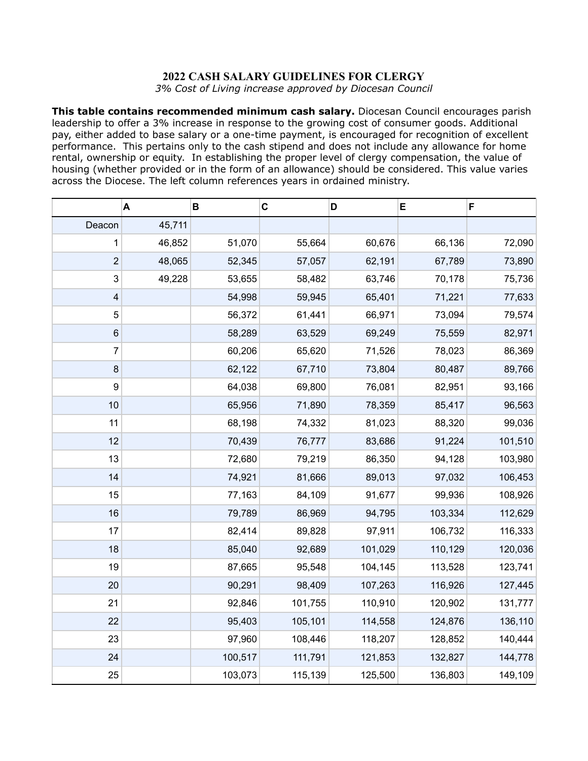# 2022 CASH SALARY GUIDELINES FOR CLERGY

*3% Cost of Living increase approved by Diocesan Council*

**This table contains recommended minimum cash salary.** Diocesan Council encourages parish leadership to offer a 3% increase in response to the growing cost of consumer goods. Additional pay, either added to base salary or a one-time payment, is encouraged for recognition of excellent performance. This pertains only to the cash stipend and does not include any allowance for home rental, ownership or equity. In establishing the proper level of clergy compensation, the value of housing (whether provided or in the form of an allowance) should be considered. This value varies across the Diocese. The left column references years in ordained ministry.

| | A | B | C | D | E | F |
|---|---|---|---|---|---|---|
| Deacon | 45,711 | | | | | |
| 1 | 46,852 | 51,070 | 55,664 | 60,676 | 66,136 | 72,090 |
| 2 | 48,065 | 52,345 | 57,057 | 62,191 | 67,789 | 73,890 |
| 3 | 49,228 | 53,655 | 58,482 | 63,746 | 70,178 | 75,736 |
| 4 | | 54,998 | 59,945 | 65,401 | 71,221 | 77,633 |
| 5 | | 56,372 | 61,441 | 66,971 | 73,094 | 79,574 |
| 6 | | 58,289 | 63,529 | 69,249 | 75,559 | 82,971 |
| 7 | | 60,206 | 65,620 | 71,526 | 78,023 | 86,369 |
| 8 | | 62,122 | 67,710 | 73,804 | 80,487 | 89,766 |
| 9 | | 64,038 | 69,800 | 76,081 | 82,951 | 93,166 |
| 10 | | 65,956 | 71,890 | 78,359 | 85,417 | 96,563 |
| 11 | | 68,198 | 74,332 | 81,023 | 88,320 | 99,036 |
| 12 | | 70,439 | 76,777 | 83,686 | 91,224 | 101,510 |
| 13 | | 72,680 | 79,219 | 86,350 | 94,128 | 103,980 |
| 14 | | 74,921 | 81,666 | 89,013 | 97,032 | 106,453 |
| 15 | | 77,163 | 84,109 | 91,677 | 99,936 | 108,926 |
| 16 | | 79,789 | 86,969 | 94,795 | 103,334 | 112,629 |
| 17 | | 82,414 | 89,828 | 97,911 | 106,732 | 116,333 |
| 18 | | 85,040 | 92,689 | 101,029 | 110,129 | 120,036 |
| 19 | | 87,665 | 95,548 | 104,145 | 113,528 | 123,741 |
| 20 | | 90,291 | 98,409 | 107,263 | 116,926 | 127,445 |
| 21 | | 92,846 | 101,755 | 110,910 | 120,902 | 131,777 |
| 22 | | 95,403 | 105,101 | 114,558 | 124,876 | 136,110 |
| 23 | | 97,960 | 108,446 | 118,207 | 128,852 | 140,444 |
| 24 | | 100,517 | 111,791 | 121,853 | 132,827 | 144,778 |
| 25 | | 103,073 | 115,139 | 125,500 | 136,803 | 149,109 |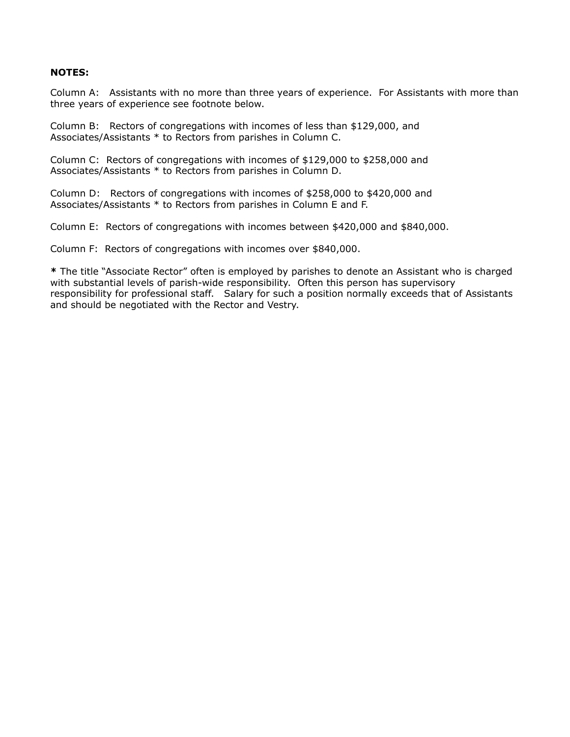**NOTES:**

Column A: Assistants with no more than three years of experience. For Assistants with more than three years of experience see footnote below.

Column B: Rectors of congregations with incomes of less than $129,000, and Associates/Assistants * to Rectors from parishes in Column C.

Column C: Rectors of congregations with incomes of $129,000 to $258,000 and Associates/Assistants * to Rectors from parishes in Column D.

Column D: Rectors of congregations with incomes of $258,000 to $420,000 and Associates/Assistants * to Rectors from parishes in Column E and F.

Column E: Rectors of congregations with incomes between $420,000 and $840,000.

Column F: Rectors of congregations with incomes over $840,000.

**\*** The title "Associate Rector" often is employed by parishes to denote an Assistant who is charged with substantial levels of parish-wide responsibility. Often this person has supervisory responsibility for professional staff. Salary for such a position normally exceeds that of Assistants and should be negotiated with the Rector and Vestry.